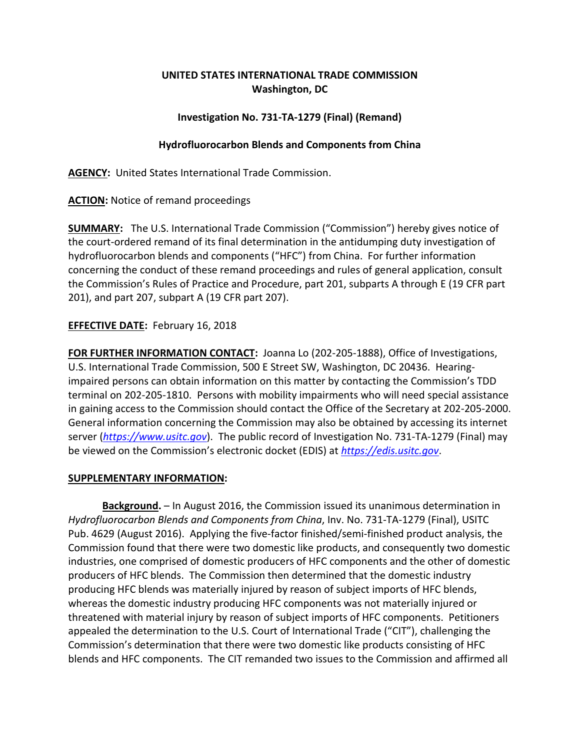**UNITED STATES INTERNATIONAL TRADE COMMISSION**
**Washington, DC**

**Investigation No. 731-TA-1279 (Final) (Remand)**

**Hydrofluorocarbon Blends and Components from China**

**AGENCY:** United States International Trade Commission.

**ACTION:** Notice of remand proceedings

**SUMMARY:** The U.S. International Trade Commission ("Commission") hereby gives notice of the court-ordered remand of its final determination in the antidumping duty investigation of hydrofluorocarbon blends and components ("HFC") from China. For further information concerning the conduct of these remand proceedings and rules of general application, consult the Commission's Rules of Practice and Procedure, part 201, subparts A through E (19 CFR part 201), and part 207, subpart A (19 CFR part 207).

**EFFECTIVE DATE:** February 16, 2018

**FOR FURTHER INFORMATION CONTACT:** Joanna Lo (202-205-1888), Office of Investigations, U.S. International Trade Commission, 500 E Street SW, Washington, DC 20436. Hearing-impaired persons can obtain information on this matter by contacting the Commission's TDD terminal on 202-205-1810. Persons with mobility impairments who will need special assistance in gaining access to the Commission should contact the Office of the Secretary at 202-205-2000. General information concerning the Commission may also be obtained by accessing its internet server (*https://www.usitc.gov*). The public record of Investigation No. 731-TA-1279 (Final) may be viewed on the Commission's electronic docket (EDIS) at *https://edis.usitc.gov*.

**SUPPLEMENTARY INFORMATION:**

**Background.** – In August 2016, the Commission issued its unanimous determination in *Hydrofluorocarbon Blends and Components from China*, Inv. No. 731-TA-1279 (Final), USITC Pub. 4629 (August 2016). Applying the five-factor finished/semi-finished product analysis, the Commission found that there were two domestic like products, and consequently two domestic industries, one comprised of domestic producers of HFC components and the other of domestic producers of HFC blends. The Commission then determined that the domestic industry producing HFC blends was materially injured by reason of subject imports of HFC blends, whereas the domestic industry producing HFC components was not materially injured or threatened with material injury by reason of subject imports of HFC components. Petitioners appealed the determination to the U.S. Court of International Trade ("CIT"), challenging the Commission's determination that there were two domestic like products consisting of HFC blends and HFC components. The CIT remanded two issues to the Commission and affirmed all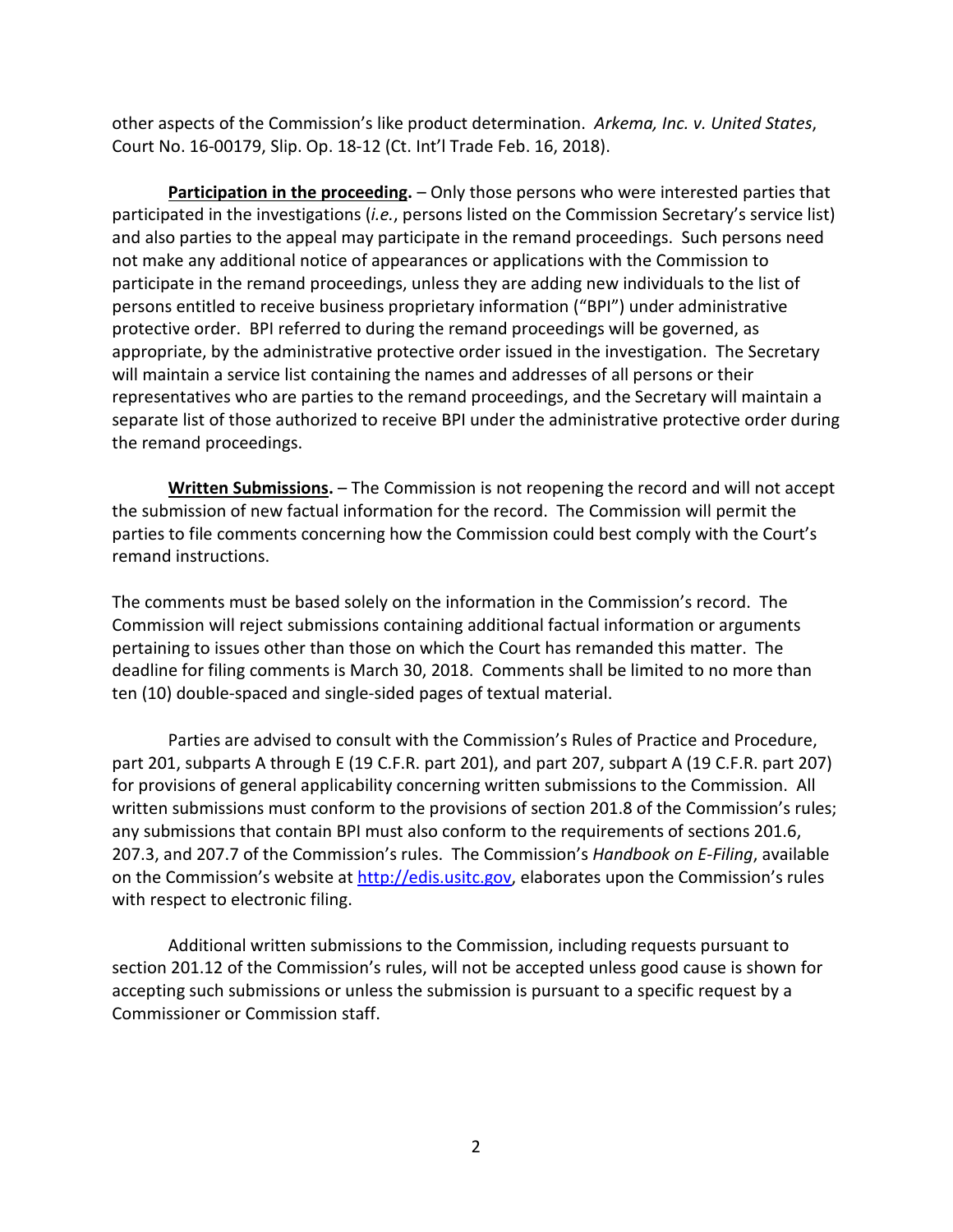other aspects of the Commission's like product determination. *Arkema, Inc. v. United States*, Court No. 16-00179, Slip. Op. 18-12 (Ct. Int'l Trade Feb. 16, 2018).

**Participation in the proceeding.** – Only those persons who were interested parties that participated in the investigations (*i.e.*, persons listed on the Commission Secretary's service list) and also parties to the appeal may participate in the remand proceedings. Such persons need not make any additional notice of appearances or applications with the Commission to participate in the remand proceedings, unless they are adding new individuals to the list of persons entitled to receive business proprietary information ("BPI") under administrative protective order. BPI referred to during the remand proceedings will be governed, as appropriate, by the administrative protective order issued in the investigation. The Secretary will maintain a service list containing the names and addresses of all persons or their representatives who are parties to the remand proceedings, and the Secretary will maintain a separate list of those authorized to receive BPI under the administrative protective order during the remand proceedings.

**Written Submissions.** – The Commission is not reopening the record and will not accept the submission of new factual information for the record. The Commission will permit the parties to file comments concerning how the Commission could best comply with the Court's remand instructions.

The comments must be based solely on the information in the Commission's record. The Commission will reject submissions containing additional factual information or arguments pertaining to issues other than those on which the Court has remanded this matter. The deadline for filing comments is March 30, 2018. Comments shall be limited to no more than ten (10) double-spaced and single-sided pages of textual material.

Parties are advised to consult with the Commission's Rules of Practice and Procedure, part 201, subparts A through E (19 C.F.R. part 201), and part 207, subpart A (19 C.F.R. part 207) for provisions of general applicability concerning written submissions to the Commission. All written submissions must conform to the provisions of section 201.8 of the Commission's rules; any submissions that contain BPI must also conform to the requirements of sections 201.6, 207.3, and 207.7 of the Commission's rules. The Commission's *Handbook on E-Filing*, available on the Commission's website at http://edis.usitc.gov, elaborates upon the Commission's rules with respect to electronic filing.

Additional written submissions to the Commission, including requests pursuant to section 201.12 of the Commission's rules, will not be accepted unless good cause is shown for accepting such submissions or unless the submission is pursuant to a specific request by a Commissioner or Commission staff.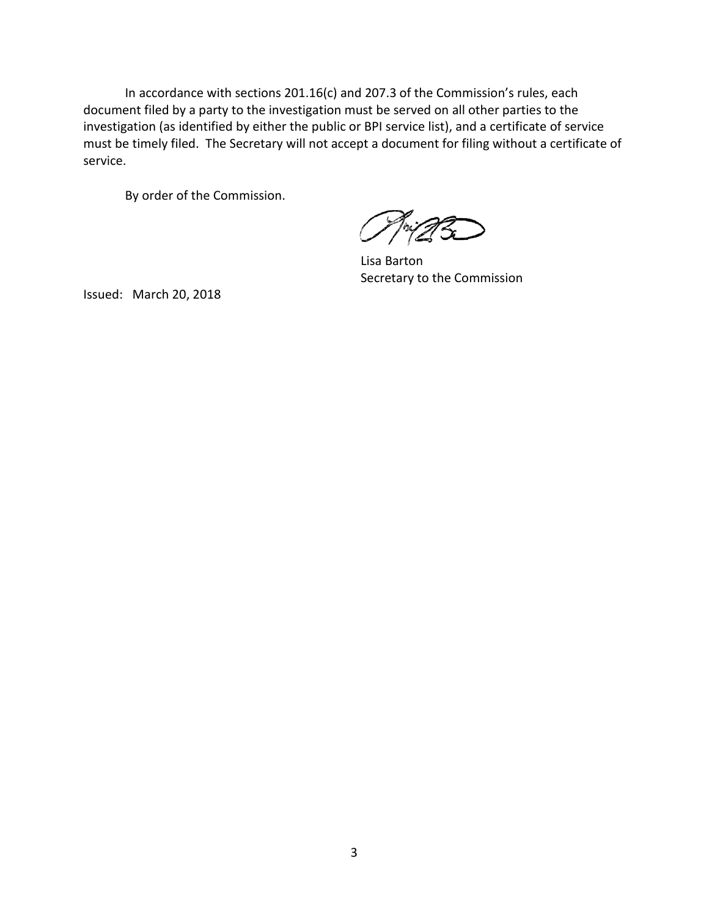In accordance with sections 201.16(c) and 207.3 of the Commission's rules, each document filed by a party to the investigation must be served on all other parties to the investigation (as identified by either the public or BPI service list), and a certificate of service must be timely filed. The Secretary will not accept a document for filing without a certificate of service.

By order of the Commission.

Lisa Barton
Secretary to the Commission

Issued: March 20, 2018